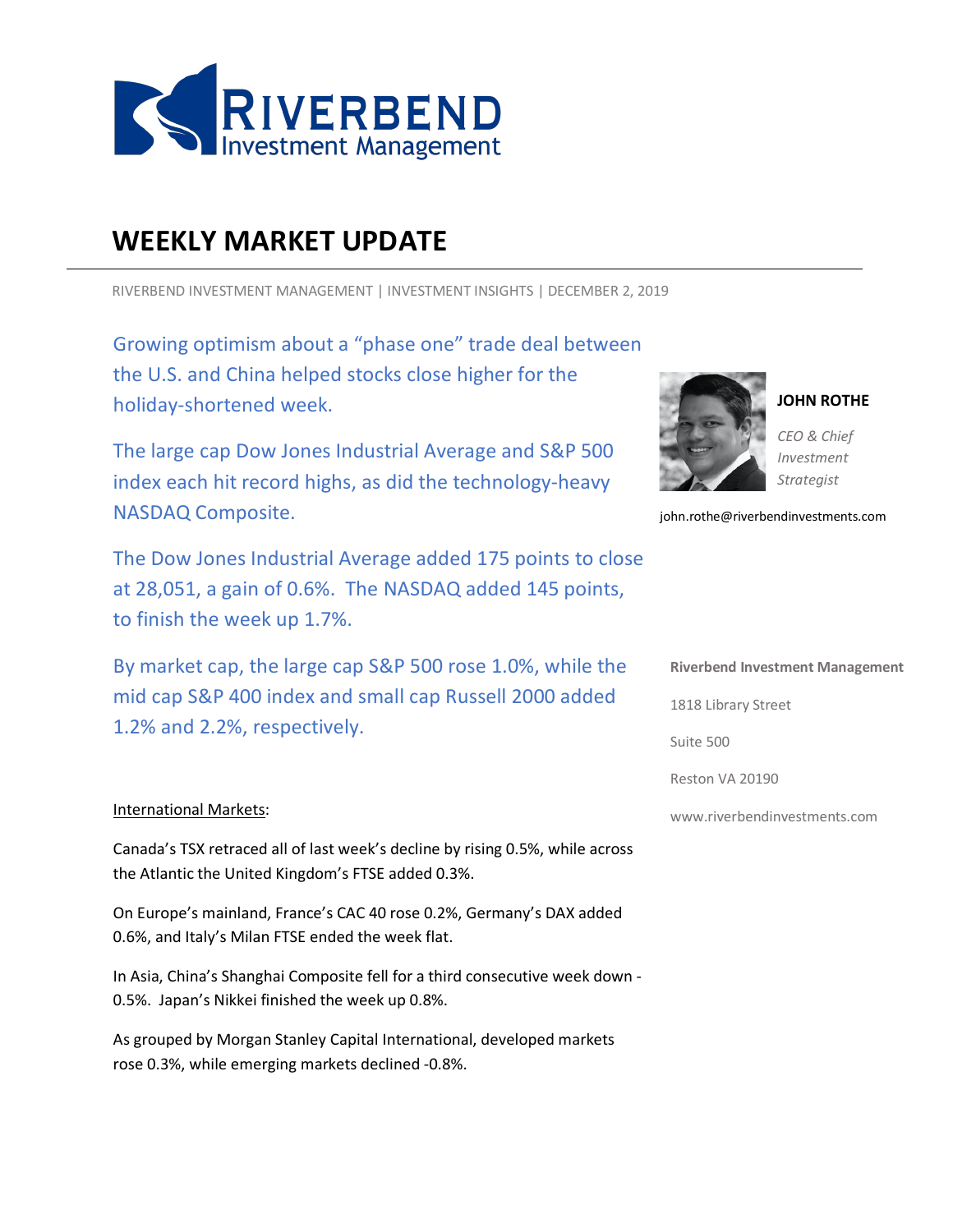RIVERBEND
Investment Management

# WEEKLY MARKET UPDATE

RIVERBEND INVESTMENT MANAGEMENT | INVESTMENT INSIGHTS | DECEMBER 2, 2019

Growing optimism about a "phase one" trade deal between the U.S. and China helped stocks close higher for the holiday-shortened week.

The large cap Dow Jones Industrial Average and S&P 500 index each hit record highs, as did the technology-heavy NASDAQ Composite.

The Dow Jones Industrial Average added 175 points to close at 28,051, a gain of 0.6%. The NASDAQ added 145 points, to finish the week up 1.7%.

By market cap, the large cap S&P 500 rose 1.0%, while the mid cap S&P 400 index and small cap Russell 2000 added 1.2% and 2.2%, respectively.

**JOHN ROTHE**

*CEO & Chief Investment Strategist*

john.rothe@riverbendinvestments.com

**Riverbend Investment Management**

1818 Library Street

Suite 500

Reston VA 20190

www.riverbendinvestments.com

International Markets:

Canada's TSX retraced all of last week's decline by rising 0.5%, while across the Atlantic the United Kingdom's FTSE added 0.3%.

On Europe's mainland, France's CAC 40 rose 0.2%, Germany's DAX added 0.6%, and Italy's Milan FTSE ended the week flat.

In Asia, China's Shanghai Composite fell for a third consecutive week down -0.5%. Japan's Nikkei finished the week up 0.8%.

As grouped by Morgan Stanley Capital International, developed markets rose 0.3%, while emerging markets declined -0.8%.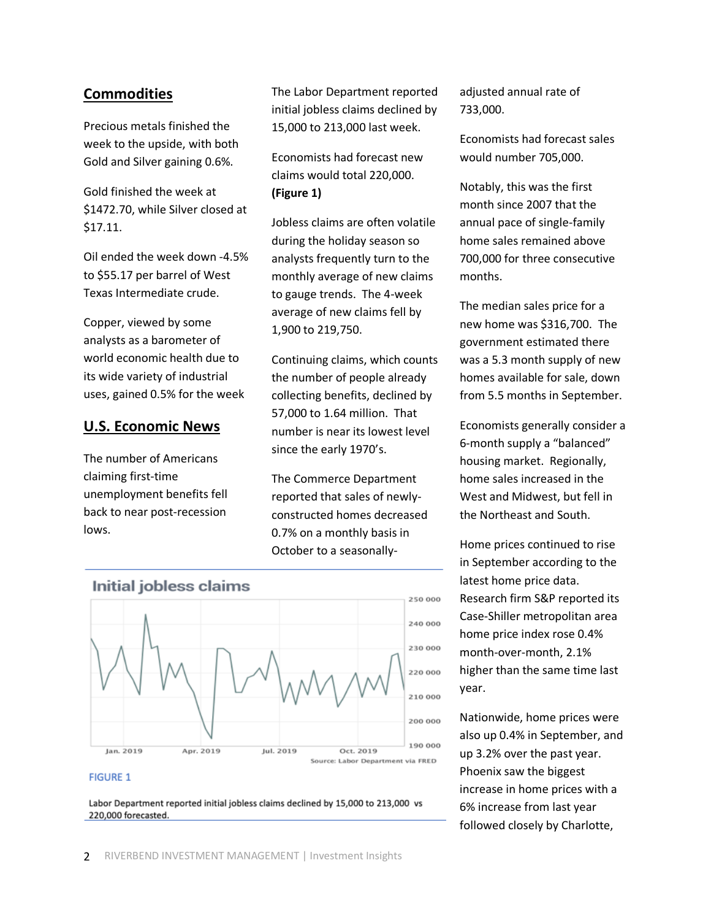## Commodities

Precious metals finished the week to the upside, with both Gold and Silver gaining 0.6%.

Gold finished the week at $1472.70, while Silver closed at $17.11.

Oil ended the week down -4.5% to $55.17 per barrel of West Texas Intermediate crude.

Copper, viewed by some analysts as a barometer of world economic health due to its wide variety of industrial uses, gained 0.5% for the week

## U.S. Economic News

The number of Americans claiming first-time unemployment benefits fell back to near post-recession lows.

The Labor Department reported initial jobless claims declined by 15,000 to 213,000 last week.

Economists had forecast new claims would total 220,000. **(Figure 1)**

Jobless claims are often volatile during the holiday season so analysts frequently turn to the monthly average of new claims to gauge trends. The 4-week average of new claims fell by 1,900 to 219,750.

Continuing claims, which counts the number of people already collecting benefits, declined by 57,000 to 1.64 million. That number is near its lowest level since the early 1970's.

The Commerce Department reported that sales of newly-constructed homes decreased 0.7% on a monthly basis in October to a seasonally-adjusted annual rate of 733,000.

Economists had forecast sales would number 705,000.

Notably, this was the first month since 2007 that the annual pace of single-family home sales remained above 700,000 for three consecutive months.

The median sales price for a new home was $316,700. The government estimated there was a 5.3 month supply of new homes available for sale, down from 5.5 months in September.

Economists generally consider a 6-month supply a "balanced" housing market. Regionally, home sales increased in the West and Midwest, but fell in the Northeast and South.

Home prices continued to rise in September according to the latest home price data. Research firm S&P reported its Case-Shiller metropolitan area home price index rose 0.4% month-over-month, 2.1% higher than the same time last year.

Nationwide, home prices were also up 0.4% in September, and up 3.2% over the past year. Phoenix saw the biggest increase in home prices with a 6% increase from last year followed closely by Charlotte,

Initial jobless claims

Source: Labor Department via FRED

FIGURE 1

Labor Department reported initial jobless claims declined by 15,000 to 213,000 vs 220,000 forecasted.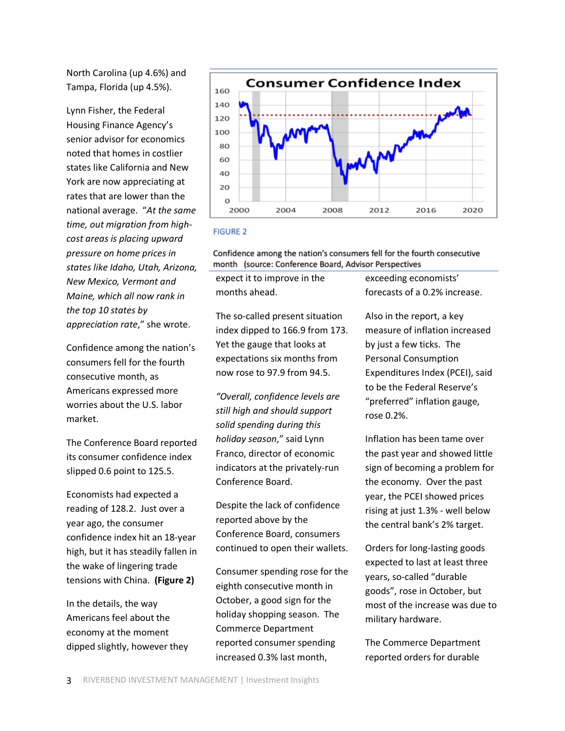North Carolina (up 4.6%) and Tampa, Florida (up 4.5%).

Lynn Fisher, the Federal Housing Finance Agency's senior advisor for economics noted that homes in costlier states like California and New York are now appreciating at rates that are lower than the national average. "*At the same time, out migration from high-cost areas is placing upward pressure on home prices in states like Idaho, Utah, Arizona, New Mexico, Vermont and Maine, which all now rank in the top 10 states by appreciation rate*," she wrote.

Confidence among the nation's consumers fell for the fourth consecutive month, as Americans expressed more worries about the U.S. labor market.

The Conference Board reported its consumer confidence index slipped 0.6 point to 125.5.

Economists had expected a reading of 128.2. Just over a year ago, the consumer confidence index hit an 18-year high, but it has steadily fallen in the wake of lingering trade tensions with China. **(Figure 2)**

In the details, the way Americans feel about the economy at the moment dipped slightly, however they expect it to improve in the months ahead.

The so-called present situation index dipped to 166.9 from 173. Yet the gauge that looks at expectations six months from now rose to 97.9 from 94.5.

*"Overall, confidence levels are still high and should support solid spending during this holiday season*," said Lynn Franco, director of economic indicators at the privately-run Conference Board.

Despite the lack of confidence reported above by the Conference Board, consumers continued to open their wallets.

Consumer spending rose for the eighth consecutive month in October, a good sign for the holiday shopping season. The Commerce Department reported consumer spending increased 0.3% last month, exceeding economists' forecasts of a 0.2% increase.

Also in the report, a key measure of inflation increased by just a few ticks. The Personal Consumption Expenditures Index (PCEI), said to be the Federal Reserve's "preferred" inflation gauge, rose 0.2%.

Inflation has been tame over the past year and showed little sign of becoming a problem for the economy. Over the past year, the PCEI showed prices rising at just 1.3% - well below the central bank's 2% target.

Orders for long-lasting goods expected to last at least three years, so-called "durable goods", rose in October, but most of the increase was due to military hardware.

The Commerce Department reported orders for durable

FIGURE 2

Confidence among the nation's consumers fell for the fourth consecutive month (source: Conference Board, Advisor Perspectives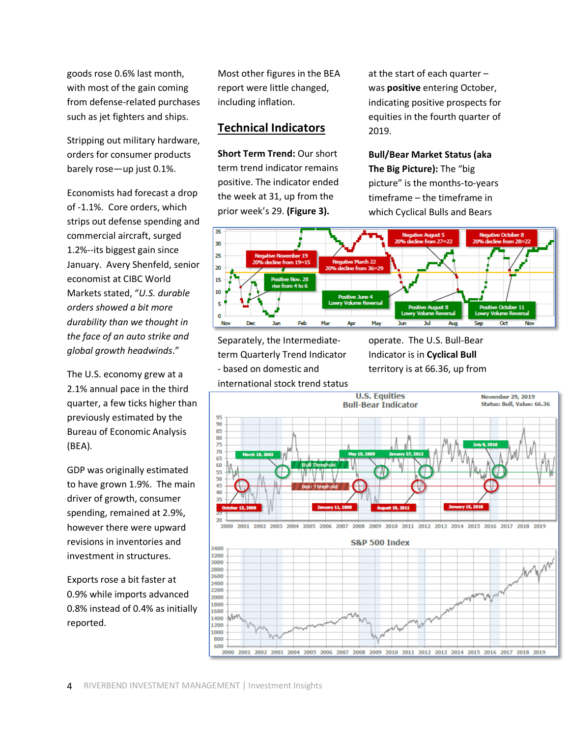goods rose 0.6% last month, with most of the gain coming from defense-related purchases such as jet fighters and ships.

Stripping out military hardware, orders for consumer products barely rose—up just 0.1%.

Economists had forecast a drop of -1.1%. Core orders, which strips out defense spending and commercial aircraft, surged 1.2%--its biggest gain since January. Avery Shenfeld, senior economist at CIBC World Markets stated, "*U.S. durable orders showed a bit more durability than we thought in the face of an auto strike and global growth headwinds*."

The U.S. economy grew at a 2.1% annual pace in the third quarter, a few ticks higher than previously estimated by the Bureau of Economic Analysis (BEA).

GDP was originally estimated to have grown 1.9%. The main driver of growth, consumer spending, remained at 2.9%, however there were upward revisions in inventories and investment in structures.

Exports rose a bit faster at 0.9% while imports advanced 0.8% instead of 0.4% as initially reported.

Most other figures in the BEA report were little changed, including inflation.

## Technical Indicators

**Short Term Trend:** Our short term trend indicator remains positive. The indicator ended the week at 31, up from the prior week's 29. **(Figure 3).**

Separately, the Intermediate-term Quarterly Trend Indicator - based on domestic and international stock trend status at the start of each quarter – was **positive** entering October, indicating positive prospects for equities in the fourth quarter of 2019.

**Bull/Bear Market Status (aka The Big Picture):** The "big picture" is the months-to-years timeframe – the timeframe in which Cyclical Bulls and Bears operate. The U.S. Bull-Bear Indicator is in **Cyclical Bull** territory is at 66.36, up from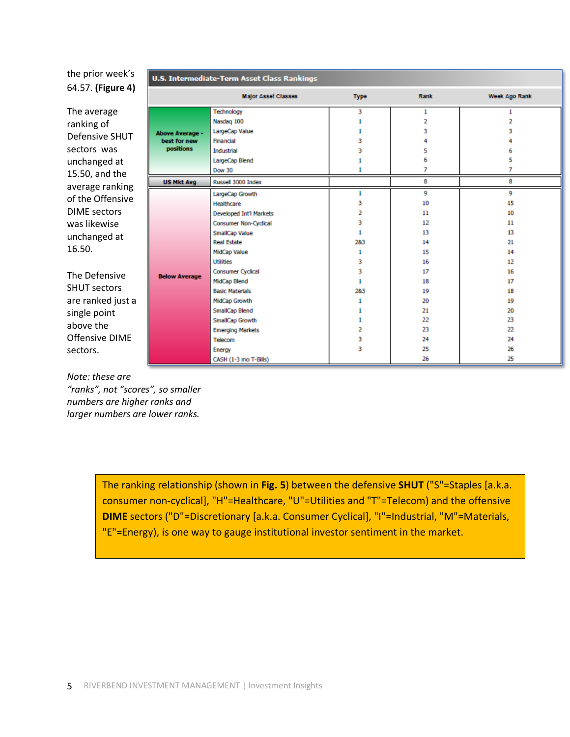the prior week's 64.57. **(Figure 4)**

The average ranking of Defensive SHUT sectors was unchanged at 15.50, and the average ranking of the Offensive DIME sectors was likewise unchanged at 16.50.

The Defensive SHUT sectors are ranked just a single point above the Offensive DIME sectors.

*Note: these are "ranks", not "scores", so smaller numbers are higher ranks and larger numbers are lower ranks.*

**U.S. Intermediate-Term Asset Class Rankings**

| | Major Asset Classes | Type | Rank | Week Ago Rank |
|---|---|---|---|---|
| **Above Average - best for new positions** | Technology | 3 | 1 | 1 |
| | Nasdaq 100 | 1 | 2 | 2 |
| | LargeCap Value | 1 | 3 | 3 |
| | Financial | 3 | 4 | 4 |
| | Industrial | 3 | 5 | 6 |
| | LargeCap Blend | 1 | 6 | 5 |
| | Dow 30 | 1 | 7 | 7 |
| **US Mkt Avg** | Russell 3000 Index | | 8 | 8 |
| **Below Average** | LargeCap Growth | 1 | 9 | 9 |
| | Healthcare | 3 | 10 | 15 |
| | Developed Int'l Markets | 2 | 11 | 10 |
| | Consumer Non-Cyclical | 3 | 12 | 11 |
| | SmallCap Value | 1 | 13 | 13 |
| | Real Estate | 2&3 | 14 | 21 |
| | MidCap Value | 1 | 15 | 14 |
| | Utilities | 3 | 16 | 12 |
| | Consumer Cyclical | 3 | 17 | 16 |
| | MidCap Blend | 1 | 18 | 17 |
| | Basic Materials | 2&3 | 19 | 18 |
| | MidCap Growth | 1 | 20 | 19 |
| | SmallCap Blend | 1 | 21 | 20 |
| | SmallCap Growth | 1 | 22 | 23 |
| | Emerging Markets | 2 | 23 | 22 |
| | Telecom | 3 | 24 | 24 |
| | Energy | 3 | 25 | 26 |
| | CASH (1-3 mo T-Bills) | | 26 | 25 |

The ranking relationship (shown in **Fig. 5**) between the defensive **SHUT** ("S"=Staples [a.k.a. consumer non-cyclical], "H"=Healthcare, "U"=Utilities and "T"=Telecom) and the offensive **DIME** sectors ("D"=Discretionary [a.k.a. Consumer Cyclical], "I"=Industrial, "M"=Materials, "E"=Energy), is one way to gauge institutional investor sentiment in the market.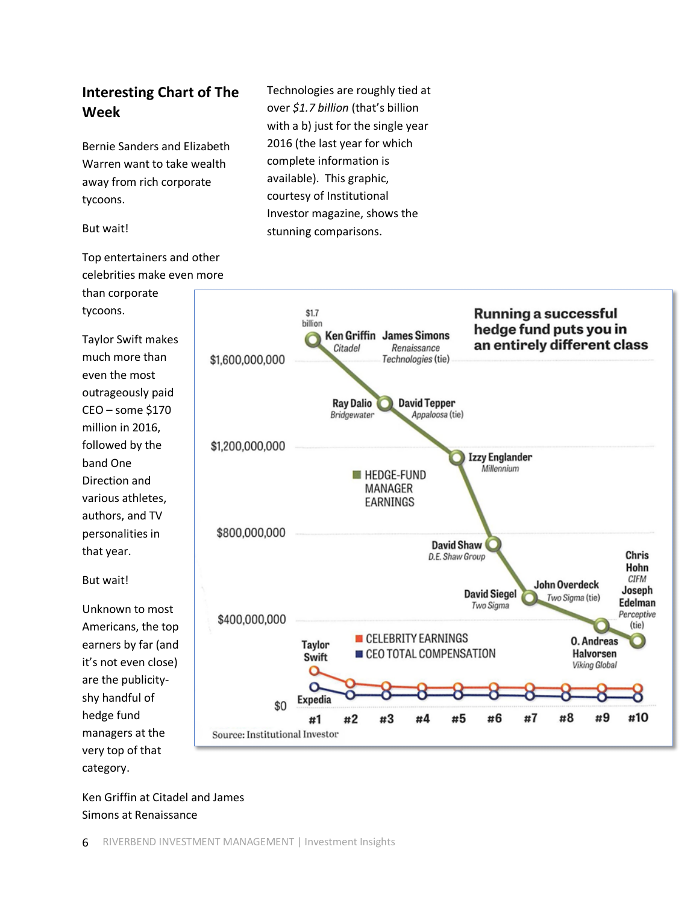## Interesting Chart of The Week

Bernie Sanders and Elizabeth Warren want to take wealth away from rich corporate tycoons.

But wait!

Top entertainers and other celebrities make even more than corporate tycoons.

Taylor Swift makes much more than even the most outrageously paid CEO – some $170 million in 2016, followed by the band One Direction and various athletes, authors, and TV personalities in that year.

But wait!

Unknown to most Americans, the top earners by far (and it's not even close) are the publicity-shy handful of hedge fund managers at the very top of that category.

Ken Griffin at Citadel and James Simons at Renaissance Technologies are roughly tied at over *$1.7 billion* (that's billion with a b) just for the single year 2016 (the last year for which complete information is available). This graphic, courtesy of Institutional Investor magazine, shows the stunning comparisons.

**Running a successful hedge fund puts you in an entirely different class**

Source: Institutional Investor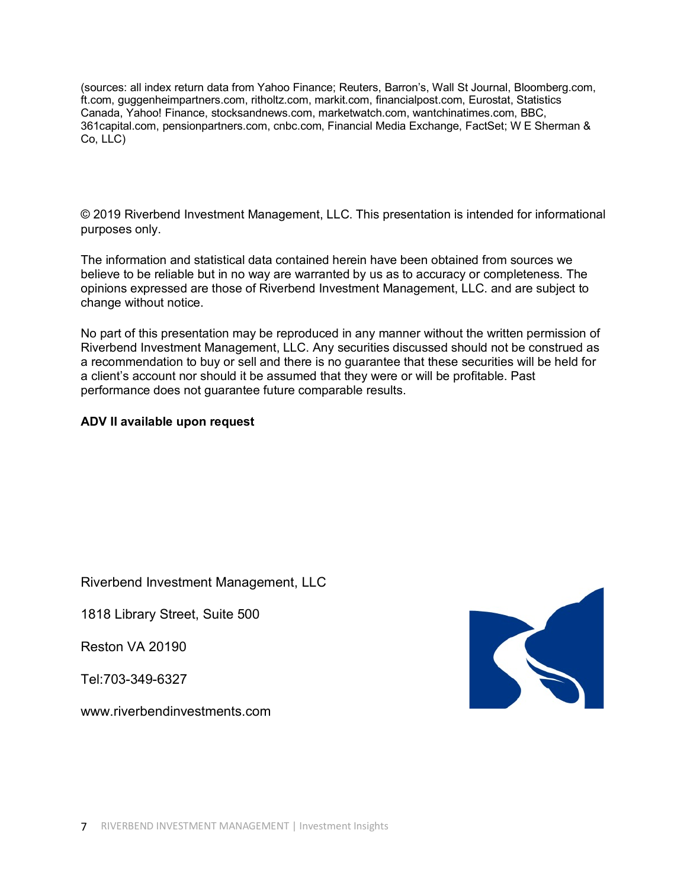(sources: all index return data from Yahoo Finance; Reuters, Barron's, Wall St Journal, Bloomberg.com, ft.com, guggenheimpartners.com, ritholtz.com, markit.com, financialpost.com, Eurostat, Statistics Canada, Yahoo! Finance, stocksandnews.com, marketwatch.com, wantchinatimes.com, BBC, 361capital.com, pensionpartners.com, cnbc.com, Financial Media Exchange, FactSet; W E Sherman & Co, LLC)

© 2019 Riverbend Investment Management, LLC. This presentation is intended for informational purposes only.

The information and statistical data contained herein have been obtained from sources we believe to be reliable but in no way are warranted by us as to accuracy or completeness. The opinions expressed are those of Riverbend Investment Management, LLC. and are subject to change without notice.

No part of this presentation may be reproduced in any manner without the written permission of Riverbend Investment Management, LLC. Any securities discussed should not be construed as a recommendation to buy or sell and there is no guarantee that these securities will be held for a client's account nor should it be assumed that they were or will be profitable. Past performance does not guarantee future comparable results.

**ADV II available upon request**

Riverbend Investment Management, LLC

1818 Library Street, Suite 500

Reston VA 20190

Tel:703-349-6327

www.riverbendinvestments.com